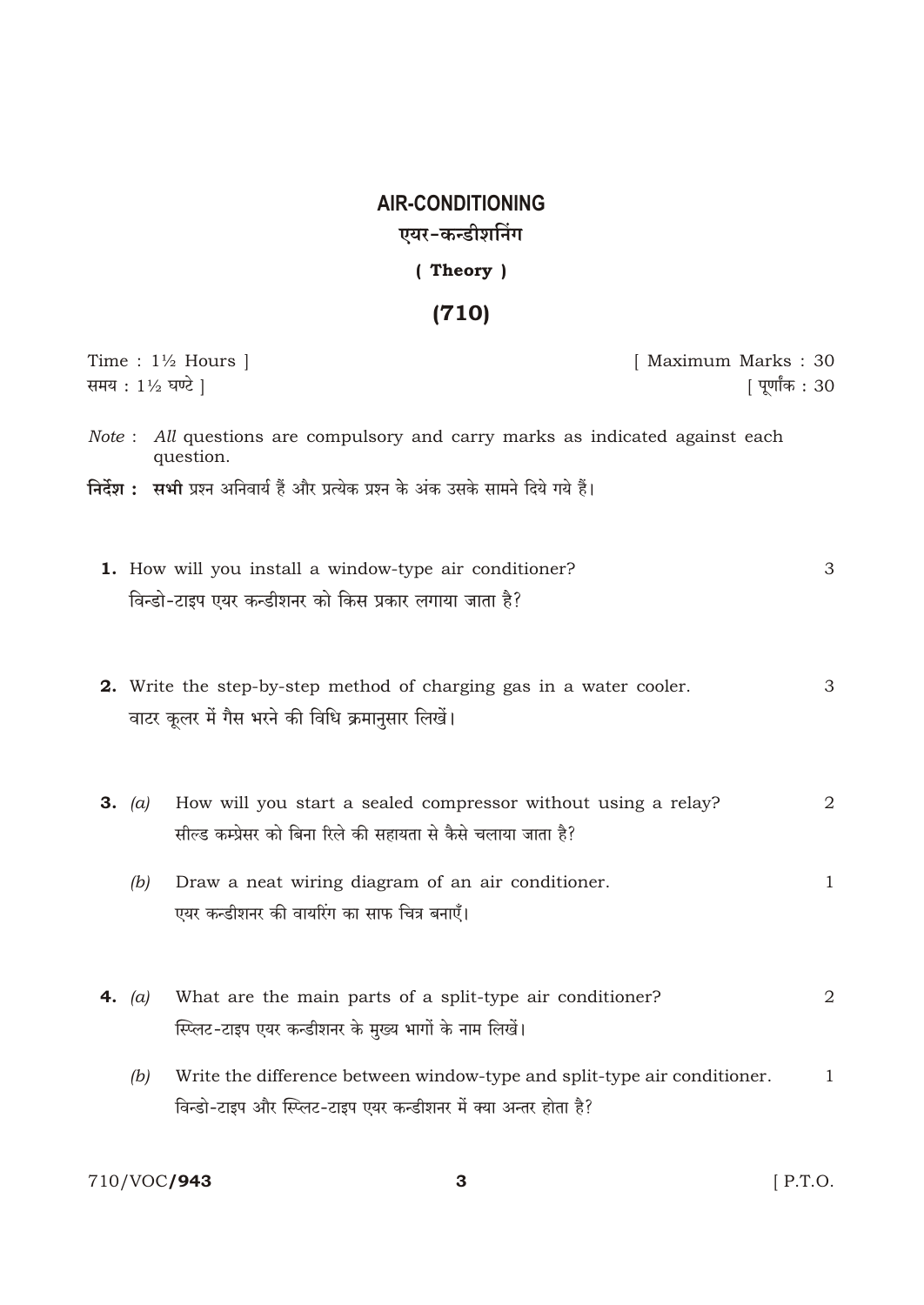# AIR-CONDITIONING

## एयर-कन्डीशनिंग

**( Theory )**

**(710)**

Time : 1½ Hours ] [ Maximum Marks : 30

समय : 1½ घण्टे ] [ पूर्णांक : 30

*Note* : *All* questions are compulsory and carry marks as indicated against each question.

**निर्देश : सभी** प्रश्न अनिवार्य हैं और प्रत्येक प्रश्न के अंक उसके सामने दिये गये हैं।

**1.** How will you install a window-type air conditioner? 3

विन्डो-टाइप एयर कन्डीशनर को किस प्रकार लगाया जाता है?

**2.** Write the step-by-step method of charging gas in a water cooler. 3

वाटर कूलर में गैस भरने की विधि क्रमानुसार लिखें।

**3.** *(a)* How will you start a sealed compressor without using a relay? 2

सील्ड कम्प्रेसर को बिना रिले की सहायता से कैसे चलाया जाता है?

*(b)* Draw a neat wiring diagram of an air conditioner. 1

एयर कन्डीशनर की वायरिंग का साफ चित्र बनाएँ।

**4.** *(a)* What are the main parts of a split-type air conditioner? 2

स्प्लिट-टाइप एयर कन्डीशनर के मुख्य भागों के नाम लिखें।

*(b)* Write the difference between window-type and split-type air conditioner. 1

विन्डो-टाइप और स्प्लिट-टाइप एयर कन्डीशनर में क्या अन्तर होता है?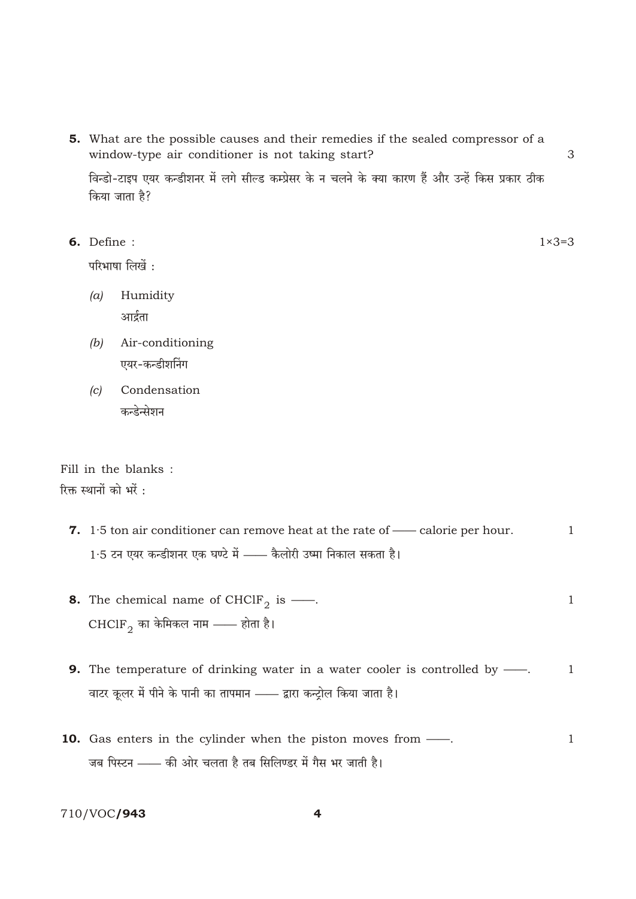**5.** What are the possible causes and their remedies if the sealed compressor of a window-type air conditioner is not taking start? 3

विन्डो-टाइप एयर कन्डीशनर में लगे सील्ड कम्प्रेसर के न चलने के क्या कारण हैं और उन्हें किस प्रकार ठीक किया जाता है?

**6.** Define : 1×3=3

परिभाषा लिखें :

*(a)* Humidity
आर्द्रता

*(b)* Air-conditioning
एयर-कन्डीशनिंग

*(c)* Condensation
कन्डेन्सेशन

Fill in the blanks :
रिक्त स्थानों को भरें :

**7.** 1·5 ton air conditioner can remove heat at the rate of —— calorie per hour. 1

1·5 टन एयर कन्डीशनर एक घण्टे में —— कैलोरी उष्मा निकाल सकता है।

**8.** The chemical name of $CHClF_2$ is ——. 1

$CHClF_2$ का केमिकल नाम —— होता है।

**9.** The temperature of drinking water in a water cooler is controlled by ——. 1

वाटर कूलर में पीने के पानी का तापमान —— द्वारा कन्ट्रोल किया जाता है।

**10.** Gas enters in the cylinder when the piston moves from ——. 1

जब पिस्टन —— की ओर चलता है तब सिलिण्डर में गैस भर जाती है।

710/VOC/**943**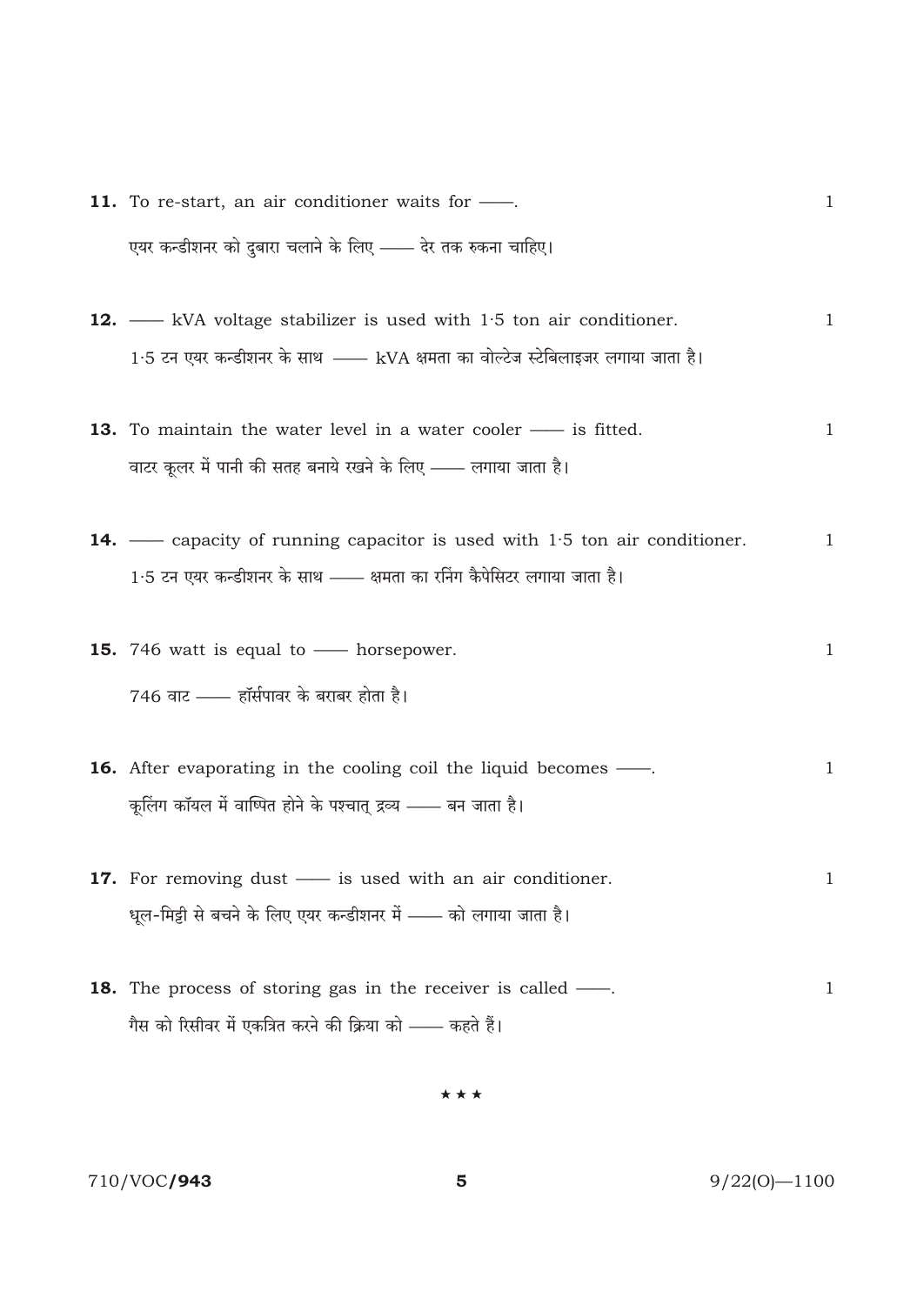**11.** To re-start, an air conditioner waits for ——. 1

एयर कन्डीशनर को दुबारा चलाने के लिए —— देर तक रुकना चाहिए।

**12.** —— kVA voltage stabilizer is used with 1·5 ton air conditioner. 1

1·5 टन एयर कन्डीशनर के साथ —— kVA क्षमता का वोल्टेज स्टेबिलाइजर लगाया जाता है।

**13.** To maintain the water level in a water cooler —— is fitted. 1

वाटर कूलर में पानी की सतह बनाये रखने के लिए —— लगाया जाता है।

**14.** —— capacity of running capacitor is used with 1·5 ton air conditioner. 1

1·5 टन एयर कन्डीशनर के साथ —— क्षमता का रनिंग कैपेसिटर लगाया जाता है।

**15.** 746 watt is equal to —— horsepower. 1

746 वाट —— हॉर्सपावर के बराबर होता है।

**16.** After evaporating in the cooling coil the liquid becomes ——. 1

कूलिंग कॉयल में वाष्पित होने के पश्चात् द्रव्य —— बन जाता है।

**17.** For removing dust —— is used with an air conditioner. 1

धूल-मिट्टी से बचने के लिए एयर कन्डीशनर में —— को लगाया जाता है।

**18.** The process of storing gas in the receiver is called ——. 1

गैस को रिसीवर में एकत्रित करने की क्रिया को —— कहते हैं।

★ ★ ★